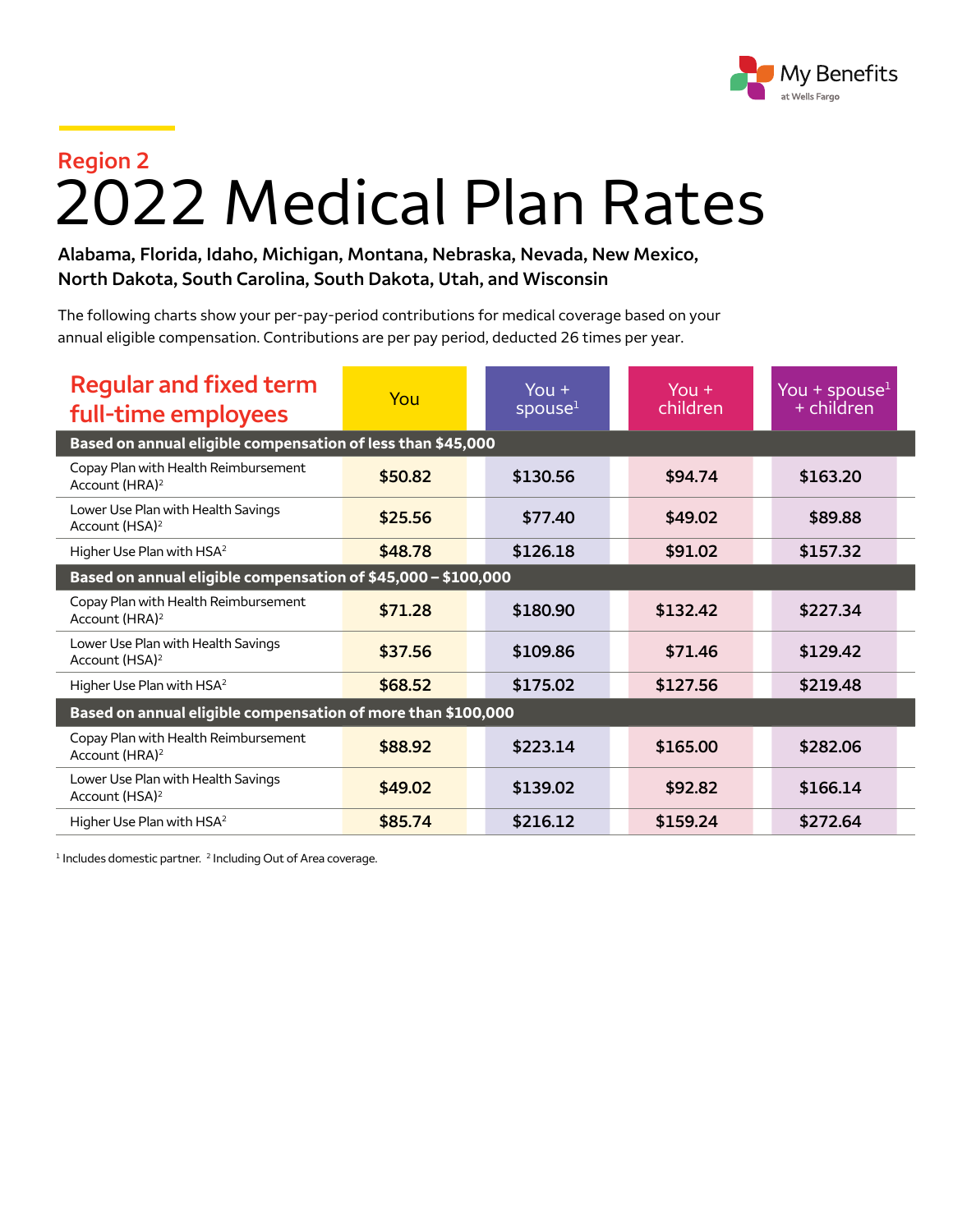My Benefits at Wells Fargo

## Region 2

# 2022 Medical Plan Rates

**Alabama, Florida, Idaho, Michigan, Montana, Nebraska, Nevada, New Mexico, North Dakota, South Carolina, South Dakota, Utah, and Wisconsin**

The following charts show your per-pay-period contributions for medical coverage based on your annual eligible compensation. Contributions are per pay period, deducted 26 times per year.

| Regular and fixed term full-time employees | You | You + spouse[1] | You + children | You + spouse[1] + children |
|---|---|---|---|---|
| **Based on annual eligible compensation of less than $45,000** | | | | |
| Copay Plan with Health Reimbursement Account (HRA)[2] | $50.82 | $130.56 | $94.74 | $163.20 |
| Lower Use Plan with Health Savings Account (HSA)[2] | $25.56 | $77.40 | $49.02 | $89.88 |
| Higher Use Plan with HSA[2] | $48.78 | $126.18 | $91.02 | $157.32 |
| **Based on annual eligible compensation of $45,000 – $100,000** | | | | |
| Copay Plan with Health Reimbursement Account (HRA)[2] | $71.28 | $180.90 | $132.42 | $227.34 |
| Lower Use Plan with Health Savings Account (HSA)[2] | $37.56 | $109.86 | $71.46 | $129.42 |
| Higher Use Plan with HSA[2] | $68.52 | $175.02 | $127.56 | $219.48 |
| **Based on annual eligible compensation of more than $100,000** | | | | |
| Copay Plan with Health Reimbursement Account (HRA)[2] | $88.92 | $223.14 | $165.00 | $282.06 |
| Lower Use Plan with Health Savings Account (HSA)[2] | $49.02 | $139.02 | $92.82 | $166.14 |
| Higher Use Plan with HSA[2] | $85.74 | $216.12 | $159.24 | $272.64 |

[1] Includes domestic partner. [2] Including Out of Area coverage.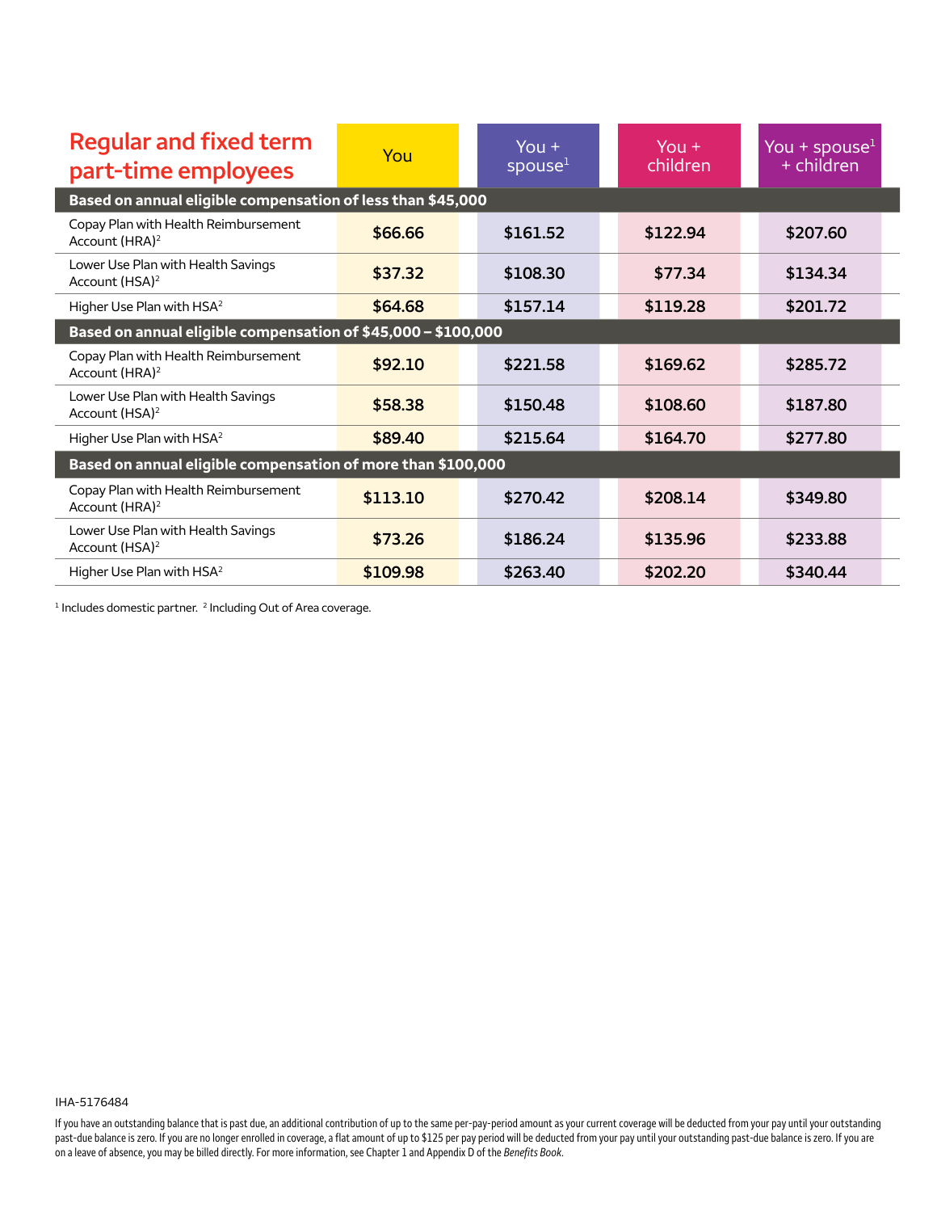| Regular and fixed term part-time employees | You | You + spouse[1] | You + children | You + spouse[1] + children |
|---|---|---|---|---|
| **Based on annual eligible compensation of less than $45,000** | | | | |
| Copay Plan with Health Reimbursement Account (HRA)[2] | $66.66 | $161.52 | $122.94 | $207.60 |
| Lower Use Plan with Health Savings Account (HSA)[2] | $37.32 | $108.30 | $77.34 | $134.34 |
| Higher Use Plan with HSA[2] | $64.68 | $157.14 | $119.28 | $201.72 |
| **Based on annual eligible compensation of $45,000 – $100,000** | | | | |
| Copay Plan with Health Reimbursement Account (HRA)[2] | $92.10 | $221.58 | $169.62 | $285.72 |
| Lower Use Plan with Health Savings Account (HSA)[2] | $58.38 | $150.48 | $108.60 | $187.80 |
| Higher Use Plan with HSA[2] | $89.40 | $215.64 | $164.70 | $277.80 |
| **Based on annual eligible compensation of more than $100,000** | | | | |
| Copay Plan with Health Reimbursement Account (HRA)[2] | $113.10 | $270.42 | $208.14 | $349.80 |
| Lower Use Plan with Health Savings Account (HSA)[2] | $73.26 | $186.24 | $135.96 | $233.88 |
| Higher Use Plan with HSA[2] | $109.98 | $263.40 | $202.20 | $340.44 |

[1] Includes domestic partner. [2] Including Out of Area coverage.

IHA-5176484

If you have an outstanding balance that is past due, an additional contribution of up to the same per-pay-period amount as your current coverage will be deducted from your pay until your outstanding past-due balance is zero. If you are no longer enrolled in coverage, a flat amount of up to $125 per pay period will be deducted from your pay until your outstanding past-due balance is zero. If you are on a leave of absence, you may be billed directly. For more information, see Chapter 1 and Appendix D of the *Benefits Book*.